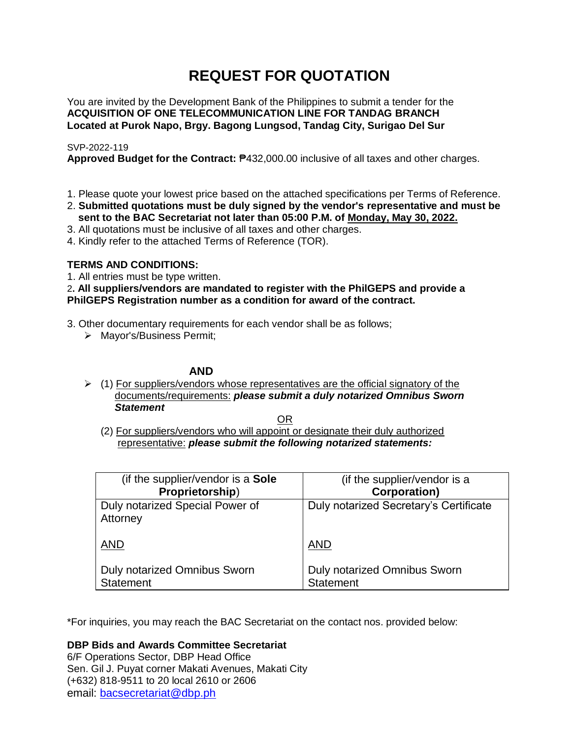# REQUEST FOR QUOTATION

You are invited by the Development Bank of the Philippines to submit a tender for the **ACQUISITION OF ONE TELECOMMUNICATION LINE FOR TANDAG BRANCH Located at Purok Napo, Brgy. Bagong Lungsod, Tandag City, Surigao Del Sur**

SVP-2022-119
**Approved Budget for the Contract:** ₱432,000.00 inclusive of all taxes and other charges.

1. Please quote your lowest price based on the attached specifications per Terms of Reference.
2. **Submitted quotations must be duly signed by the vendor's representative and must be sent to the BAC Secretariat not later than 05:00 P.M. of Monday, May 30, 2022.**
3. All quotations must be inclusive of all taxes and other charges.
4. Kindly refer to the attached Terms of Reference (TOR).

**TERMS AND CONDITIONS:**

1. All entries must be type written.
2. **All suppliers/vendors are mandated to register with the PhilGEPS and provide a PhilGEPS Registration number as a condition for award of the contract.**
3. Other documentary requirements for each vendor shall be as follows;
   - Mayor's/Business Permit;

**AND**

- (1) For suppliers/vendors whose representatives are the official signatory of the documents/requirements: ***please submit a duly notarized Omnibus Sworn Statement***

OR

(2) For suppliers/vendors who will appoint or designate their duly authorized representative: ***please submit the following notarized statements:***

| (if the supplier/vendor is a **Sole Proprietorship**) | (if the supplier/vendor is a **Corporation)** |
|---|---|
| Duly notarized Special Power of Attorney<br><br>AND<br><br>Duly notarized Omnibus Sworn Statement | Duly notarized Secretary's Certificate<br><br>AND<br><br>Duly notarized Omnibus Sworn Statement |

*For inquiries, you may reach the BAC Secretariat on the contact nos. provided below:

**DBP Bids and Awards Committee Secretariat**
6/F Operations Sector, DBP Head Office
Sen. Gil J. Puyat corner Makati Avenues, Makati City
(+632) 818-9511 to 20 local 2610 or 2606
email: bacsecretariat@dbp.ph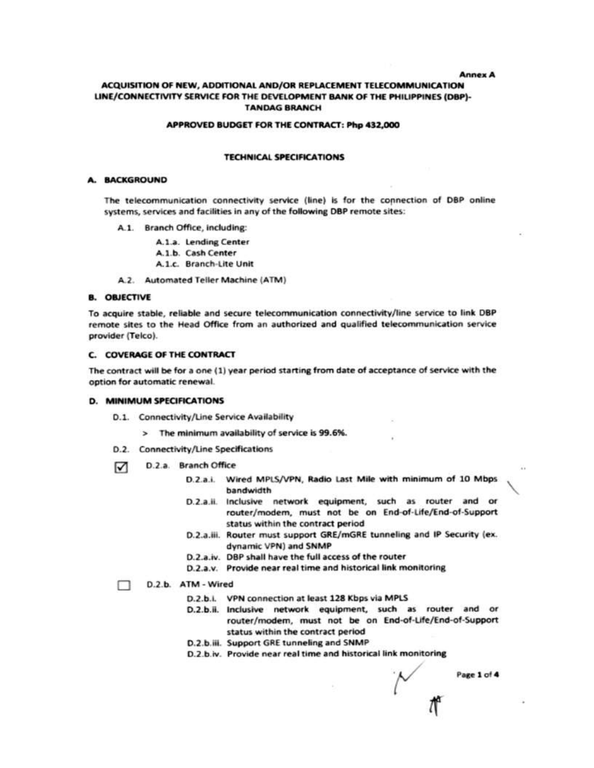Annex A

# ACQUISITION OF NEW, ADDITIONAL AND/OR REPLACEMENT TELECOMMUNICATION LINE/CONNECTIVITY SERVICE FOR THE DEVELOPMENT BANK OF THE PHILIPPINES (DBP)-TANDAG BRANCH

## APPROVED BUDGET FOR THE CONTRACT: Php 432,000

## TECHNICAL SPECIFICATIONS

### A. BACKGROUND

The telecommunication connectivity service (line) is for the connection of DBP online systems, services and facilities in any of the following DBP remote sites:

- A.1. Branch Office, including:
  - A.1.a. Lending Center
  - A.1.b. Cash Center
  - A.1.c. Branch-Lite Unit
- A.2. Automated Teller Machine (ATM)

### B. OBJECTIVE

To acquire stable, reliable and secure telecommunication connectivity/line service to link DBP remote sites to the Head Office from an authorized and qualified telecommunication service provider (Telco).

### C. COVERAGE OF THE CONTRACT

The contract will be for a one (1) year period starting from date of acceptance of service with the option for automatic renewal.

### D. MINIMUM SPECIFICATIONS

- D.1. Connectivity/Line Service Availability
  - > The minimum availability of service is 99.6%.
- D.2. Connectivity/Line Specifications

☑ D.2.a. Branch Office

- D.2.a.i. Wired MPLS/VPN, Radio Last Mile with minimum of 10 Mbps bandwidth
- D.2.a.ii. Inclusive network equipment, such as router and or router/modem, must not be on End-of-Life/End-of-Support status within the contract period
- D.2.a.iii. Router must support GRE/mGRE tunneling and IP Security (ex. dynamic VPN) and SNMP
- D.2.a.iv. DBP shall have the full access of the router
- D.2.a.v. Provide near real time and historical link monitoring

☐ D.2.b. ATM - Wired

- D.2.b.i. VPN connection at least 128 Kbps via MPLS
- D.2.b.ii. Inclusive network equipment, such as router and or router/modem, must not be on End-of-Life/End-of-Support status within the contract period
- D.2.b.iii. Support GRE tunneling and SNMP
- D.2.b.iv. Provide near real time and historical link monitoring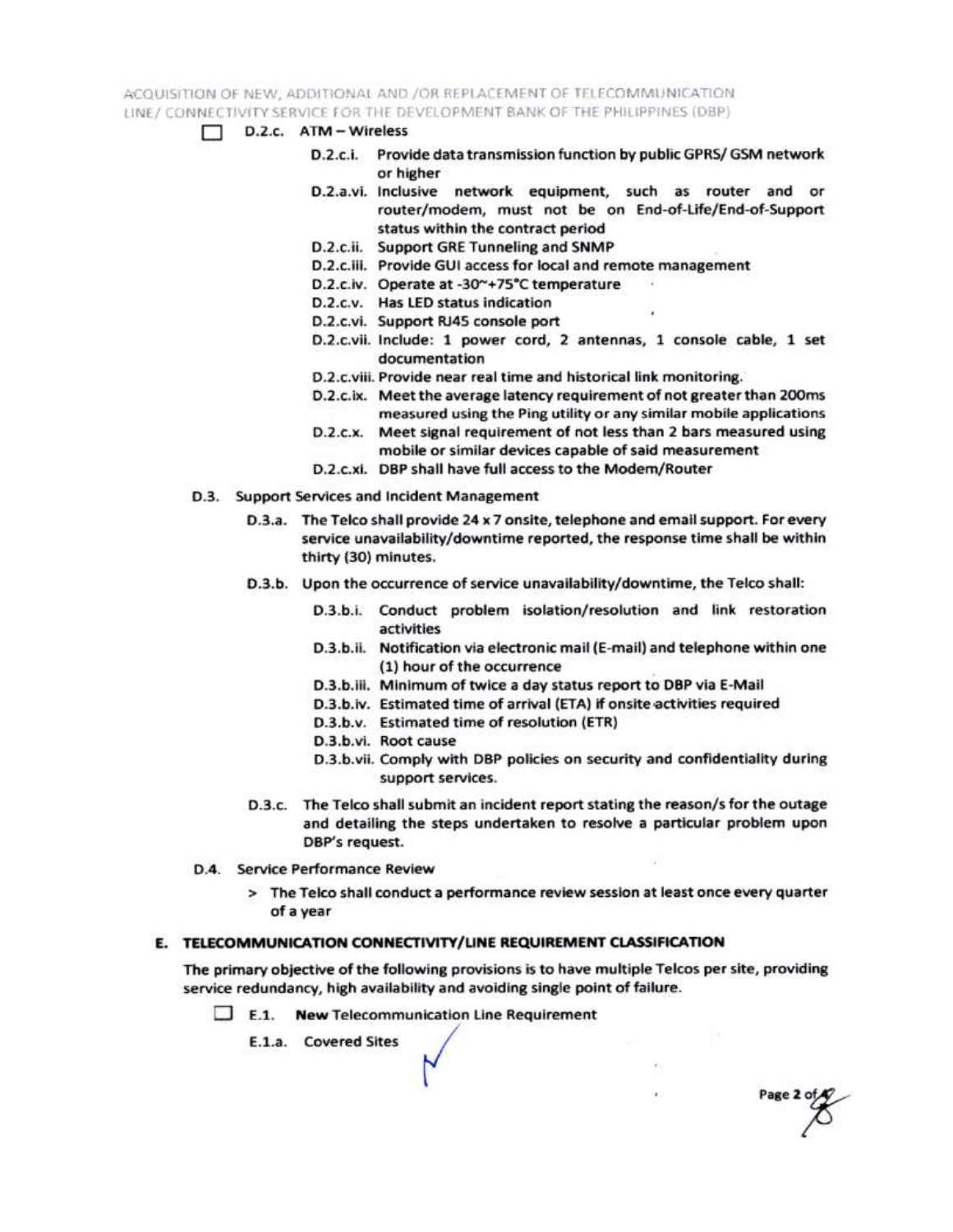- ☐ D.2.c. ATM – Wireless
  - D.2.c.i. Provide data transmission function by public GPRS/ GSM network or higher
  - D.2.a.vi. Inclusive network equipment, such as router and or router/modem, must not be on End-of-Life/End-of-Support status within the contract period
  - D.2.c.ii. Support GRE Tunneling and SNMP
  - D.2.c.iii. Provide GUI access for local and remote management
  - D.2.c.iv. Operate at -30~+75°C temperature
  - D.2.c.v. Has LED status indication
  - D.2.c.vi. Support RJ45 console port
  - D.2.c.vii. Include: 1 power cord, 2 antennas, 1 console cable, 1 set documentation
  - D.2.c.viii. Provide near real time and historical link monitoring.
  - D.2.c.ix. Meet the average latency requirement of not greater than 200ms measured using the Ping utility or any similar mobile applications
  - D.2.c.x. Meet signal requirement of not less than 2 bars measured using mobile or similar devices capable of said measurement
  - D.2.c.xi. DBP shall have full access to the Modem/Router

D.3. Support Services and Incident Management

- D.3.a. The Telco shall provide 24 x 7 onsite, telephone and email support. For every service unavailability/downtime reported, the response time shall be within thirty (30) minutes.
- D.3.b. Upon the occurrence of service unavailability/downtime, the Telco shall:
  - D.3.b.i. Conduct problem isolation/resolution and link restoration activities
  - D.3.b.ii. Notification via electronic mail (E-mail) and telephone within one (1) hour of the occurrence
  - D.3.b.iii. Minimum of twice a day status report to DBP via E-Mail
  - D.3.b.iv. Estimated time of arrival (ETA) if onsite activities required
  - D.3.b.v. Estimated time of resolution (ETR)
  - D.3.b.vi. Root cause
  - D.3.b.vii. Comply with DBP policies on security and confidentiality during support services.
- D.3.c. The Telco shall submit an incident report stating the reason/s for the outage and detailing the steps undertaken to resolve a particular problem upon DBP's request.

D.4. Service Performance Review

> The Telco shall conduct a performance review session at least once every quarter of a year

## E. TELECOMMUNICATION CONNECTIVITY/LINE REQUIREMENT CLASSIFICATION

The primary objective of the following provisions is to have multiple Telcos per site, providing service redundancy, high availability and avoiding single point of failure.

- ☐ E.1. **New** Telecommunication Line Requirement
  - E.1.a. Covered Sites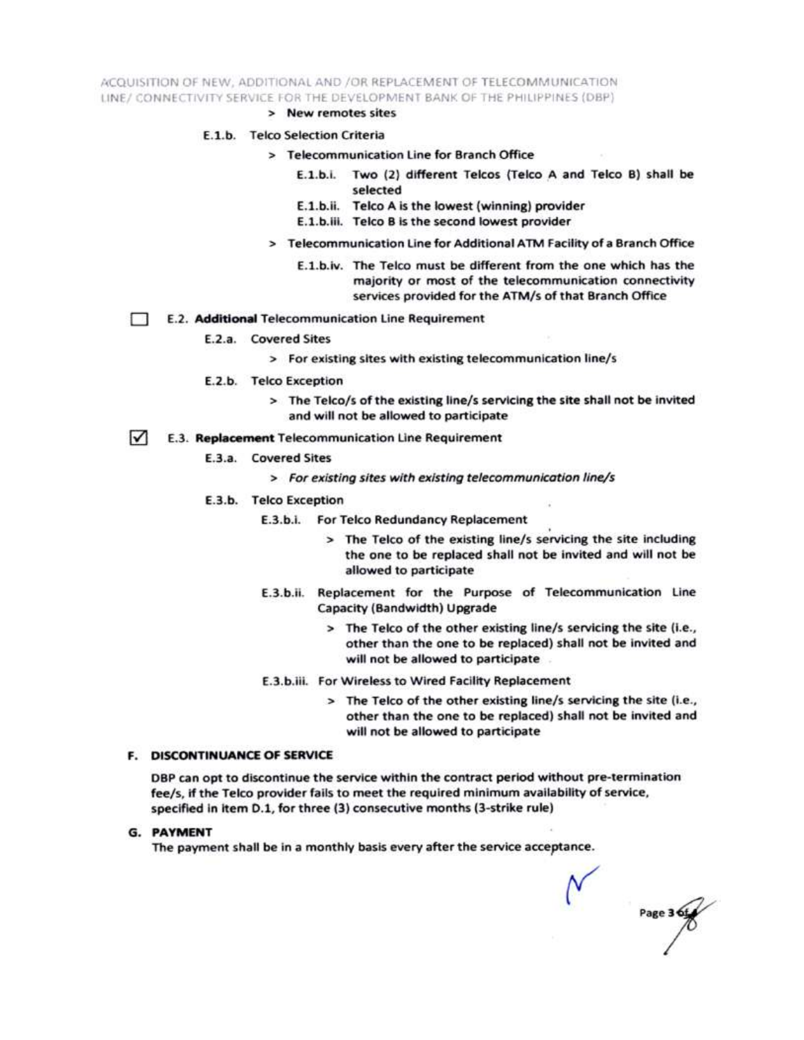> New remotes sites

E.1.b. Telco Selection Criteria

> Telecommunication Line for Branch Office

E.1.b.i. Two (2) different Telcos (Telco A and Telco B) shall be selected

E.1.b.ii. Telco A is the lowest (winning) provider

E.1.b.iii. Telco B is the second lowest provider

> Telecommunication Line for Additional ATM Facility of a Branch Office

E.1.b.iv. The Telco must be different from the one which has the majority or most of the telecommunication connectivity services provided for the ATM/s of that Branch Office

☐ E.2. **Additional** Telecommunication Line Requirement

E.2.a. Covered Sites

> For existing sites with existing telecommunication line/s

E.2.b. Telco Exception

> The Telco/s of the existing line/s servicing the site shall not be invited and will not be allowed to participate

☑ E.3. **Replacement** Telecommunication Line Requirement

E.3.a. Covered Sites

> *For existing sites with existing telecommunication line/s*

E.3.b. Telco Exception

E.3.b.i. For Telco Redundancy Replacement

> The Telco of the existing line/s servicing the site including the one to be replaced shall not be invited and will not be allowed to participate

E.3.b.ii. Replacement for the Purpose of Telecommunication Line Capacity (Bandwidth) Upgrade

> The Telco of the other existing line/s servicing the site (i.e., other than the one to be replaced) shall not be invited and will not be allowed to participate

E.3.b.iii. For Wireless to Wired Facility Replacement

> The Telco of the other existing line/s servicing the site (i.e., other than the one to be replaced) shall not be invited and will not be allowed to participate

## F. DISCONTINUANCE OF SERVICE

DBP can opt to discontinue the service within the contract period without pre-termination fee/s, if the Telco provider fails to meet the required minimum availability of service, specified in item D.1, for three (3) consecutive months (3-strike rule)

## G. PAYMENT

The payment shall be in a monthly basis every after the service acceptance.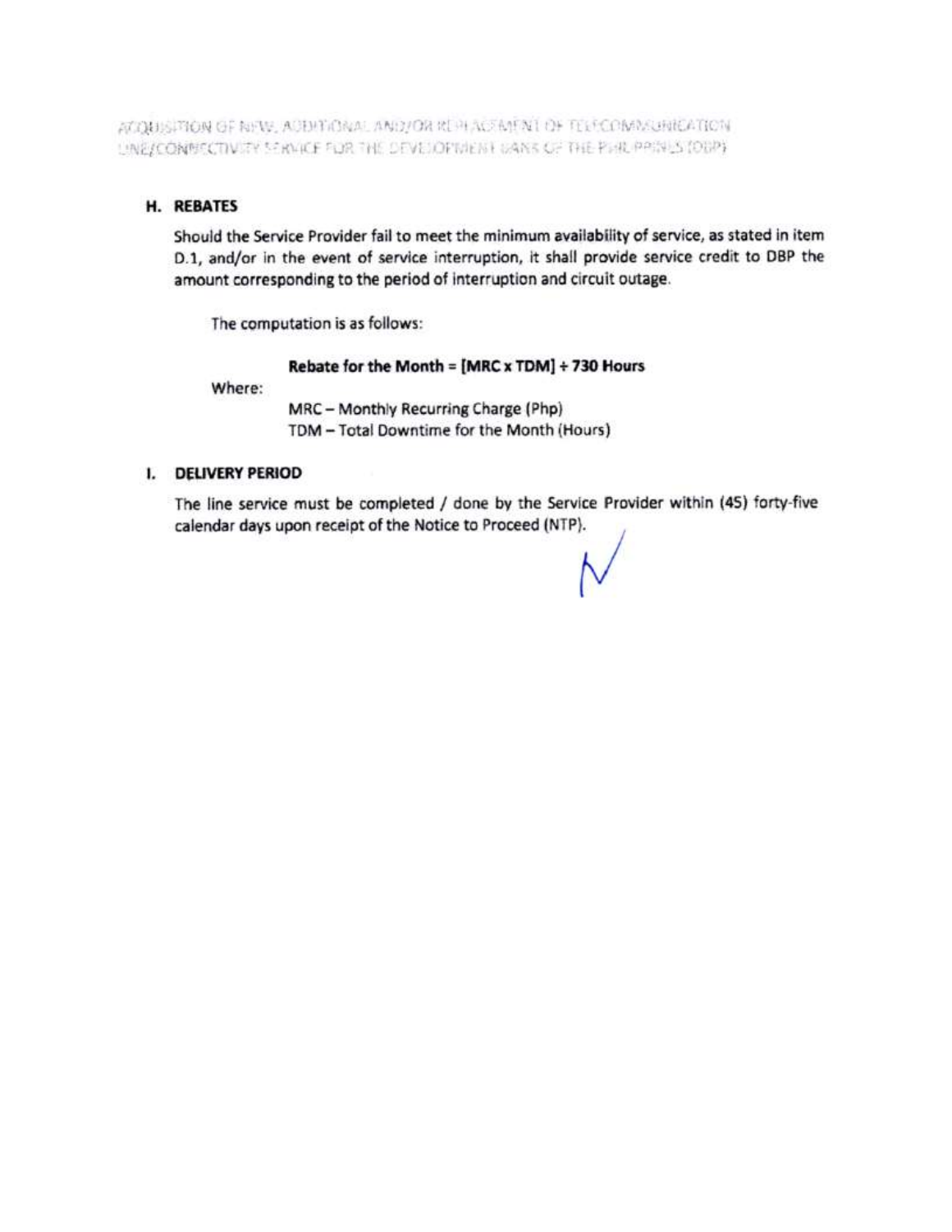## H. REBATES

Should the Service Provider fail to meet the minimum availability of service, as stated in item D.1, and/or in the event of service interruption, it shall provide service credit to DBP the amount corresponding to the period of interruption and circuit outage.

The computation is as follows:

**Rebate for the Month = [MRC x TDM] ÷ 730 Hours**

Where:

MRC – Monthly Recurring Charge (Php)
TDM – Total Downtime for the Month (Hours)

## I. DELIVERY PERIOD

The line service must be completed / done by the Service Provider within (45) forty-five calendar days upon receipt of the Notice to Proceed (NTP).